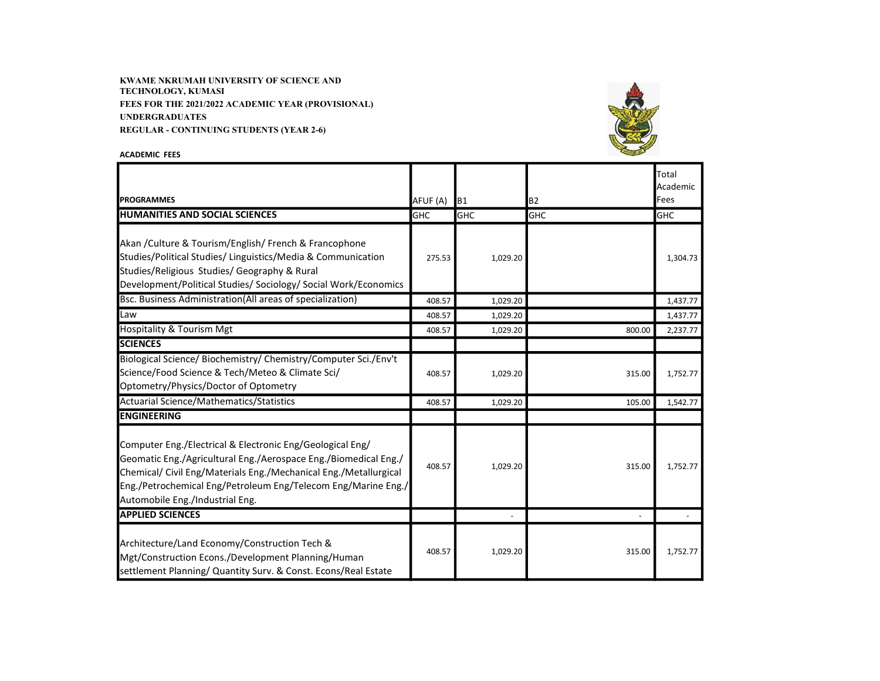**KWAME NKRUMAH UNIVERSITY OF SCIENCE AND TECHNOLOGY, KUMASI**

**FEES FOR THE 2021/2022 ACADEMIC YEAR (PROVISIONAL)**

**UNDERGRADUATES**

**REGULAR - CONTINUING STUDENTS (YEAR 2-6)**

**ACADEMIC FEES**

| PROGRAMMES | AFUF (A) | B1 | B2 | Total Academic Fees |
|---|---|---|---|---|
| **HUMANITIES AND SOCIAL SCIENCES** | GHC | GHC | GHC | GHC |
| Akan /Culture & Tourism/English/ French & Francophone Studies/Political Studies/ Linguistics/Media & Communication Studies/Religious Studies/ Geography & Rural Development/Political Studies/ Sociology/ Social Work/Economics | 275.53 | 1,029.20 | | 1,304.73 |
| Bsc. Business Administration(All areas of specialization) | 408.57 | 1,029.20 | | 1,437.77 |
| Law | 408.57 | 1,029.20 | | 1,437.77 |
| Hospitality & Tourism Mgt | 408.57 | 1,029.20 | 800.00 | 2,237.77 |
| **SCIENCES** | | | | |
| Biological Science/ Biochemistry/ Chemistry/Computer Sci./Env't Science/Food Science & Tech/Meteo & Climate Sci/ Optometry/Physics/Doctor of Optometry | 408.57 | 1,029.20 | 315.00 | 1,752.77 |
| Actuarial Science/Mathematics/Statistics | 408.57 | 1,029.20 | 105.00 | 1,542.77 |
| **ENGINEERING** | | | | |
| Computer Eng./Electrical & Electronic Eng/Geological Eng/ Geomatic Eng./Agricultural Eng./Aerospace Eng./Biomedical Eng./ Chemical/ Civil Eng/Materials Eng./Mechanical Eng./Metallurgical Eng./Petrochemical Eng/Petroleum Eng/Telecom Eng/Marine Eng./ Automobile Eng./Industrial Eng. | 408.57 | 1,029.20 | 315.00 | 1,752.77 |
| **APPLIED SCIENCES** | | - | - | - |
| Architecture/Land Economy/Construction Tech & Mgt/Construction Econs./Development Planning/Human settlement Planning/ Quantity Surv. & Const. Econs/Real Estate | 408.57 | 1,029.20 | 315.00 | 1,752.77 |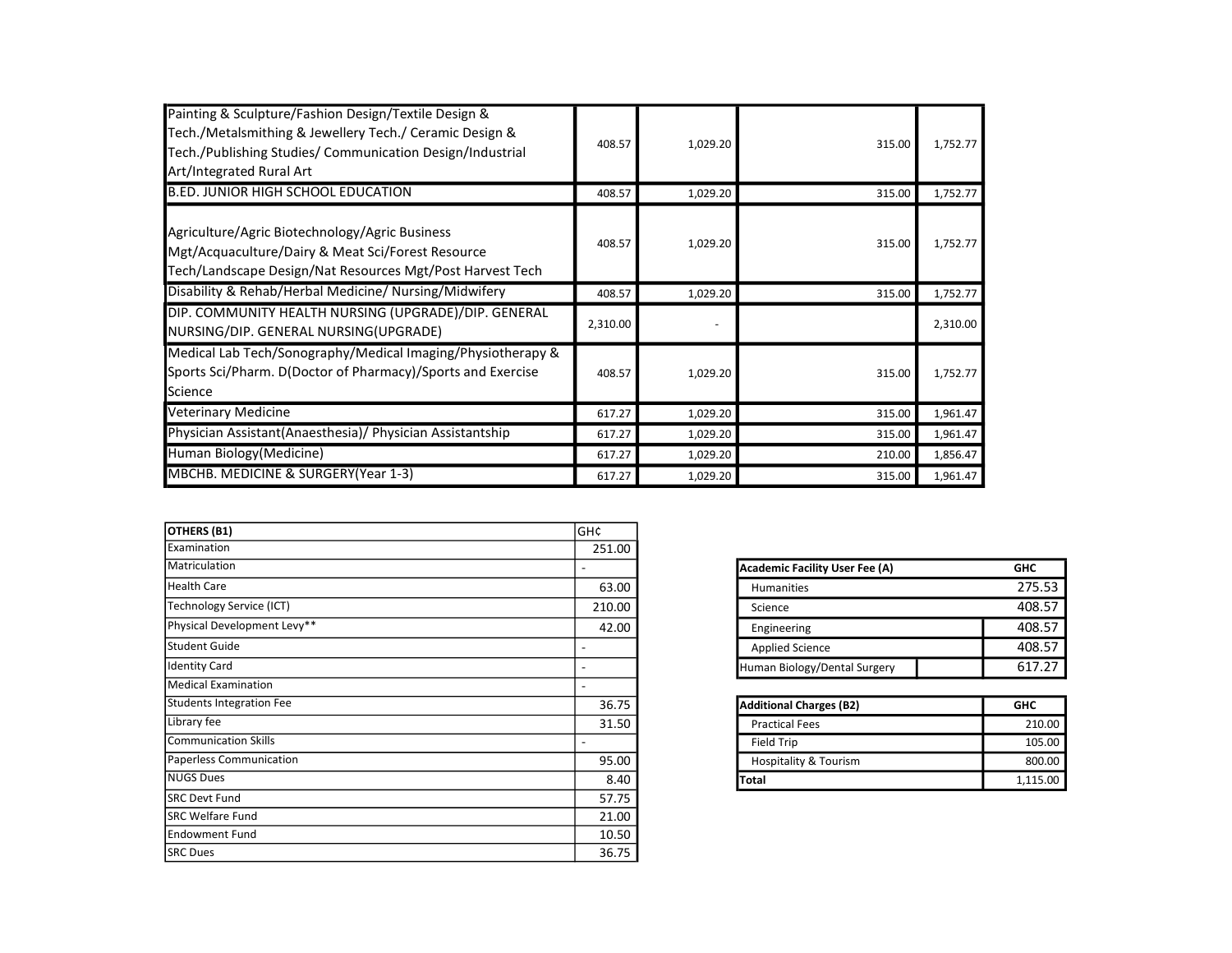| | | | | |
|---|---|---|---|---|
| Painting & Sculpture/Fashion Design/Textile Design & Tech./Metalsmithing & Jewellery Tech./ Ceramic Design & Tech./Publishing Studies/ Communication Design/Industrial Art/Integrated Rural Art | 408.57 | 1,029.20 | 315.00 | 1,752.77 |
| B.ED. JUNIOR HIGH SCHOOL EDUCATION | 408.57 | 1,029.20 | 315.00 | 1,752.77 |
| Agriculture/Agric Biotechnology/Agric Business Mgt/Acquaculture/Dairy & Meat Sci/Forest Resource Tech/Landscape Design/Nat Resources Mgt/Post Harvest Tech | 408.57 | 1,029.20 | 315.00 | 1,752.77 |
| Disability & Rehab/Herbal Medicine/ Nursing/Midwifery | 408.57 | 1,029.20 | 315.00 | 1,752.77 |
| DIP. COMMUNITY HEALTH NURSING (UPGRADE)/DIP. GENERAL NURSING/DIP. GENERAL NURSING(UPGRADE) | 2,310.00 | - | | 2,310.00 |
| Medical Lab Tech/Sonography/Medical Imaging/Physiotherapy & Sports Sci/Pharm. D(Doctor of Pharmacy)/Sports and Exercise Science | 408.57 | 1,029.20 | 315.00 | 1,752.77 |
| Veterinary Medicine | 617.27 | 1,029.20 | 315.00 | 1,961.47 |
| Physician Assistant(Anaesthesia)/ Physician Assistantship | 617.27 | 1,029.20 | 315.00 | 1,961.47 |
| Human Biology(Medicine) | 617.27 | 1,029.20 | 210.00 | 1,856.47 |
| MBCHB. MEDICINE & SURGERY(Year 1-3) | 617.27 | 1,029.20 | 315.00 | 1,961.47 |

| OTHERS (B1) | GH¢ |
|---|---|
| Examination | 251.00 |
| Matriculation | - |
| Health Care | 63.00 |
| Technology Service (ICT) | 210.00 |
| Physical Development Levy** | 42.00 |
| Student Guide | - |
| Identity Card | - |
| Medical Examination | - |
| Students Integration Fee | 36.75 |
| Library fee | 31.50 |
| Communication Skills | - |
| Paperless Communication | 95.00 |
| NUGS Dues | 8.40 |
| SRC Devt Fund | 57.75 |
| SRC Welfare Fund | 21.00 |
| Endowment Fund | 10.50 |
| SRC Dues | 36.75 |

| Academic Facility User Fee (A) | GHC |
|---|---|
| Humanities | 275.53 |
| Science | 408.57 |
| Engineering | 408.57 |
| Applied Science | 408.57 |
| Human Biology/Dental Surgery | 617.27 |

| Additional Charges (B2) | GHC |
|---|---|
| Practical Fees | 210.00 |
| Field Trip | 105.00 |
| Hospitality & Tourism | 800.00 |
| Total | 1,115.00 |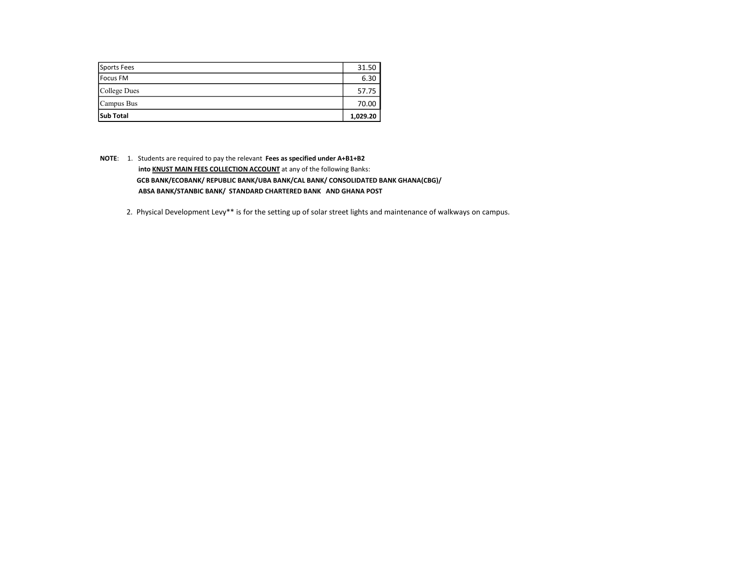| | |
|---|---|
| Sports Fees | 31.50 |
| Focus FM | 6.30 |
| College Dues | 57.75 |
| Campus Bus | 70.00 |
| **Sub Total** | **1,029.20** |

**NOTE**: 1. Students are required to pay the relevant **Fees as specified under A+B1+B2 into** **KNUST MAIN FEES COLLECTION ACCOUNT** at any of the following Banks: **GCB BANK/ECOBANK/ REPUBLIC BANK/UBA BANK/CAL BANK/ CONSOLIDATED BANK GHANA(CBG)/ ABSA BANK/STANBIC BANK/ STANDARD CHARTERED BANK AND GHANA POST**

2. Physical Development Levy** is for the setting up of solar street lights and maintenance of walkways on campus.